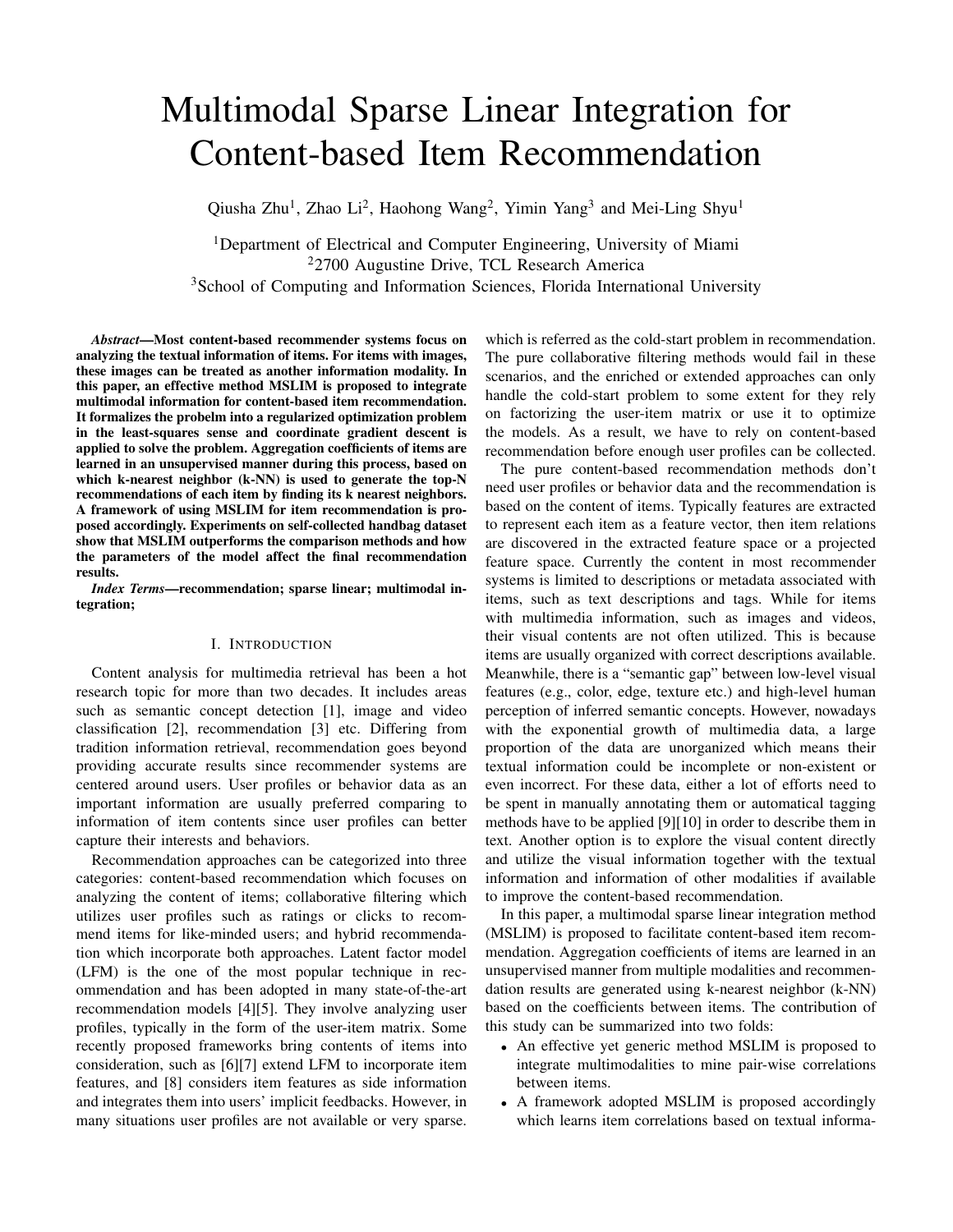# Multimodal Sparse Linear Integration for Content-based Item Recommendation

Qiusha Zhu[1], Zhao Li[2], Haohong Wang[2], Yimin Yang[3] and Mei-Ling Shyu[1]

[1]Department of Electrical and Computer Engineering, University of Miami
[2]2700 Augustine Drive, TCL Research America
[3]School of Computing and Information Sciences, Florida International University

***Abstract*—Most content-based recommender systems focus on analyzing the textual information of items. For items with images, these images can be treated as another information modality. In this paper, an effective method MSLIM is proposed to integrate multimodal information for content-based item recommendation. It formalizes the probelm into a regularized optimization problem in the least-squares sense and coordinate gradient descent is applied to solve the problem. Aggregation coefficients of items are learned in an unsupervised manner during this process, based on which k-nearest neighbor (k-NN) is used to generate the top-N recommendations of each item by finding its k nearest neighbors. A framework of using MSLIM for item recommendation is proposed accordingly. Experiments on self-collected handbag dataset show that MSLIM outperforms the comparison methods and how the parameters of the model affect the final recommendation results.**

***Index Terms*—recommendation; sparse linear; multimodal integration;**

## I. Introduction

Content analysis for multimedia retrieval has been a hot research topic for more than two decades. It includes areas such as semantic concept detection [1], image and video classification [2], recommendation [3] etc. Differing from tradition information retrieval, recommendation goes beyond providing accurate results since recommender systems are centered around users. User profiles or behavior data as an important information are usually preferred comparing to information of item contents since user profiles can better capture their interests and behaviors.

Recommendation approaches can be categorized into three categories: content-based recommendation which focuses on analyzing the content of items; collaborative filtering which utilizes user profiles such as ratings or clicks to recommend items for like-minded users; and hybrid recommendation which incorporate both approaches. Latent factor model (LFM) is the one of the most popular technique in recommendation and has been adopted in many state-of-the-art recommendation models [4][5]. They involve analyzing user profiles, typically in the form of the user-item matrix. Some recently proposed frameworks bring contents of items into consideration, such as [6][7] extend LFM to incorporate item features, and [8] considers item features as side information and integrates them into users' implicit feedbacks. However, in many situations user profiles are not available or very sparse. which is referred as the cold-start problem in recommendation. The pure collaborative filtering methods would fail in these scenarios, and the enriched or extended approaches can only handle the cold-start problem to some extent for they rely on factorizing the user-item matrix or use it to optimize the models. As a result, we have to rely on content-based recommendation before enough user profiles can be collected.

The pure content-based recommendation methods don't need user profiles or behavior data and the recommendation is based on the content of items. Typically features are extracted to represent each item as a feature vector, then item relations are discovered in the extracted feature space or a projected feature space. Currently the content in most recommender systems is limited to descriptions or metadata associated with items, such as text descriptions and tags. While for items with multimedia information, such as images and videos, their visual contents are not often utilized. This is because items are usually organized with correct descriptions available. Meanwhile, there is a "semantic gap" between low-level visual features (e.g., color, edge, texture etc.) and high-level human perception of inferred semantic concepts. However, nowadays with the exponential growth of multimedia data, a large proportion of the data are unorganized which means their textual information could be incomplete or non-existent or even incorrect. For these data, either a lot of efforts need to be spent in manually annotating them or automatical tagging methods have to be applied [9][10] in order to describe them in text. Another option is to explore the visual content directly and utilize the visual information together with the textual information and information of other modalities if available to improve the content-based recommendation.

In this paper, a multimodal sparse linear integration method (MSLIM) is proposed to facilitate content-based item recommendation. Aggregation coefficients of items are learned in an unsupervised manner from multiple modalities and recommendation results are generated using k-nearest neighbor (k-NN) based on the coefficients between items. The contribution of this study can be summarized into two folds:

- An effective yet generic method MSLIM is proposed to integrate multimodalities to mine pair-wise correlations between items.
- A framework adopted MSLIM is proposed accordingly which learns item correlations based on textual informa-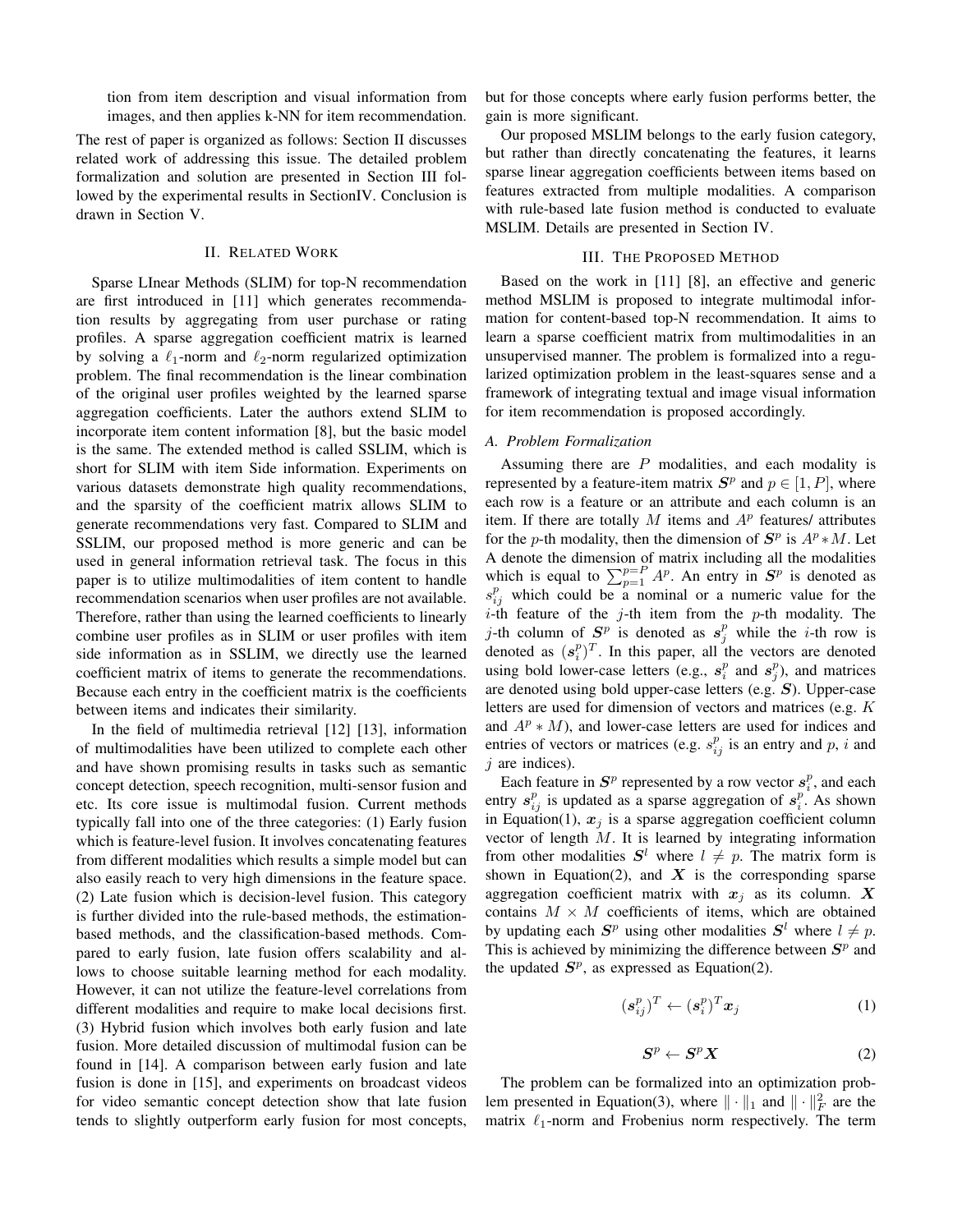tion from item description and visual information from images, and then applies k-NN for item recommendation.

The rest of paper is organized as follows: Section II discusses related work of addressing this issue. The detailed problem formalization and solution are presented in Section III followed by the experimental results in SectionIV. Conclusion is drawn in Section V.

## II. Related Work

Sparse LInear Methods (SLIM) for top-N recommendation are first introduced in [11] which generates recommendation results by aggregating from user purchase or rating profiles. A sparse aggregation coefficient matrix is learned by solving a $\ell_1$-norm and $\ell_2$-norm regularized optimization problem. The final recommendation is the linear combination of the original user profiles weighted by the learned sparse aggregation coefficients. Later the authors extend SLIM to incorporate item content information [8], but the basic model is the same. The extended method is called SSLIM, which is short for SLIM with item Side information. Experiments on various datasets demonstrate high quality recommendations, and the sparsity of the coefficient matrix allows SLIM to generate recommendations very fast. Compared to SLIM and SSLIM, our proposed method is more generic and can be used in general information retrieval task. The focus in this paper is to utilize multimodalities of item content to handle recommendation scenarios when user profiles are not available. Therefore, rather than using the learned coefficients to linearly combine user profiles as in SLIM or user profiles with item side information as in SSLIM, we directly use the learned coefficient matrix of items to generate the recommendations. Because each entry in the coefficient matrix is the coefficients between items and indicates their similarity.

In the field of multimedia retrieval [12] [13], information of multimodalities have been utilized to complete each other and have shown promising results in tasks such as semantic concept detection, speech recognition, multi-sensor fusion and etc. Its core issue is multimodal fusion. Current methods typically fall into one of the three categories: (1) Early fusion which is feature-level fusion. It involves concatenating features from different modalities which results a simple model but can also easily reach to very high dimensions in the feature space. (2) Late fusion which is decision-level fusion. This category is further divided into the rule-based methods, the estimation-based methods, and the classification-based methods. Compared to early fusion, late fusion offers scalability and allows to choose suitable learning method for each modality. However, it can not utilize the feature-level correlations from different modalities and require to make local decisions first. (3) Hybrid fusion which involves both early fusion and late fusion. More detailed discussion of multimodal fusion can be found in [14]. A comparison between early fusion and late fusion is done in [15], and experiments on broadcast videos for video semantic concept detection show that late fusion tends to slightly outperform early fusion for most concepts, but for those concepts where early fusion performs better, the gain is more significant.

Our proposed MSLIM belongs to the early fusion category, but rather than directly concatenating the features, it learns sparse linear aggregation coefficients between items based on features extracted from multiple modalities. A comparison with rule-based late fusion method is conducted to evaluate MSLIM. Details are presented in Section IV.

## III. The Proposed Method

Based on the work in [11] [8], an effective and generic method MSLIM is proposed to integrate multimodal information for content-based top-N recommendation. It aims to learn a sparse coefficient matrix from multimodalities in an unsupervised manner. The problem is formalized into a regularized optimization problem in the least-squares sense and a framework of integrating textual and image visual information for item recommendation is proposed accordingly.

### A. Problem Formalization

Assuming there are $P$ modalities, and each modality is represented by a feature-item matrix $\boldsymbol{S}^p$ and $p \in [1, P]$, where each row is a feature or an attribute and each column is an item. If there are totally $M$ items and $A^p$ features/ attributes for the $p$-th modality, then the dimension of $\boldsymbol{S}^p$ is $A^p * M$. Let A denote the dimension of matrix including all the modalities which is equal to $\sum_{p=1}^{p=P} A^p$. An entry in $\boldsymbol{S}^p$ is denoted as $s_{ij}^p$ which could be a nominal or a numeric value for the $i$-th feature of the $j$-th item from the $p$-th modality. The $j$-th column of $\boldsymbol{S}^p$ is denoted as $\boldsymbol{s}_j^p$ while the $i$-th row is denoted as $(\boldsymbol{s}_i^p)^T$. In this paper, all the vectors are denoted using bold lower-case letters (e.g., $\boldsymbol{s}_i^p$ and $\boldsymbol{s}_j^p$), and matrices are denoted using bold upper-case letters (e.g. $\boldsymbol{S}$). Upper-case letters are used for dimension of vectors and matrices (e.g. $K$ and $A^p * M$), and lower-case letters are used for indices and entries of vectors or matrices (e.g. $s_{ij}^p$ is an entry and $p$, $i$ and $j$ are indices).

Each feature in $\boldsymbol{S}^p$ represented by a row vector $\boldsymbol{s}_i^p$, and each entry $\boldsymbol{s}_{ij}^p$ is updated as a sparse aggregation of $\boldsymbol{s}_i^p$. As shown in Equation(1), $\boldsymbol{x}_j$ is a sparse aggregation coefficient column vector of length $M$. It is learned by integrating information from other modalities $\boldsymbol{S}^l$ where $l \neq p$. The matrix form is shown in Equation(2), and $\boldsymbol{X}$ is the corresponding sparse aggregation coefficient matrix with $\boldsymbol{x}_j$ as its column. $\boldsymbol{X}$ contains $M \times M$ coefficients of items, which are obtained by updating each $\boldsymbol{S}^p$ using other modalities $\boldsymbol{S}^l$ where $l \neq p$. This is achieved by minimizing the difference between $\boldsymbol{S}^p$ and the updated $\boldsymbol{S}^p$, as expressed as Equation(2).

$$(\boldsymbol{s}_{ij}^p)^T \leftarrow (\boldsymbol{s}_i^p)^T \boldsymbol{x}_j \tag{1}$$

$$\boldsymbol{S}^p \leftarrow \boldsymbol{S}^p \boldsymbol{X} \tag{2}$$

The problem can be formalized into an optimization problem presented in Equation(3), where $\|\cdot\|_1$ and $\|\cdot\|_F^2$ are the matrix $\ell_1$-norm and Frobenius norm respectively. The term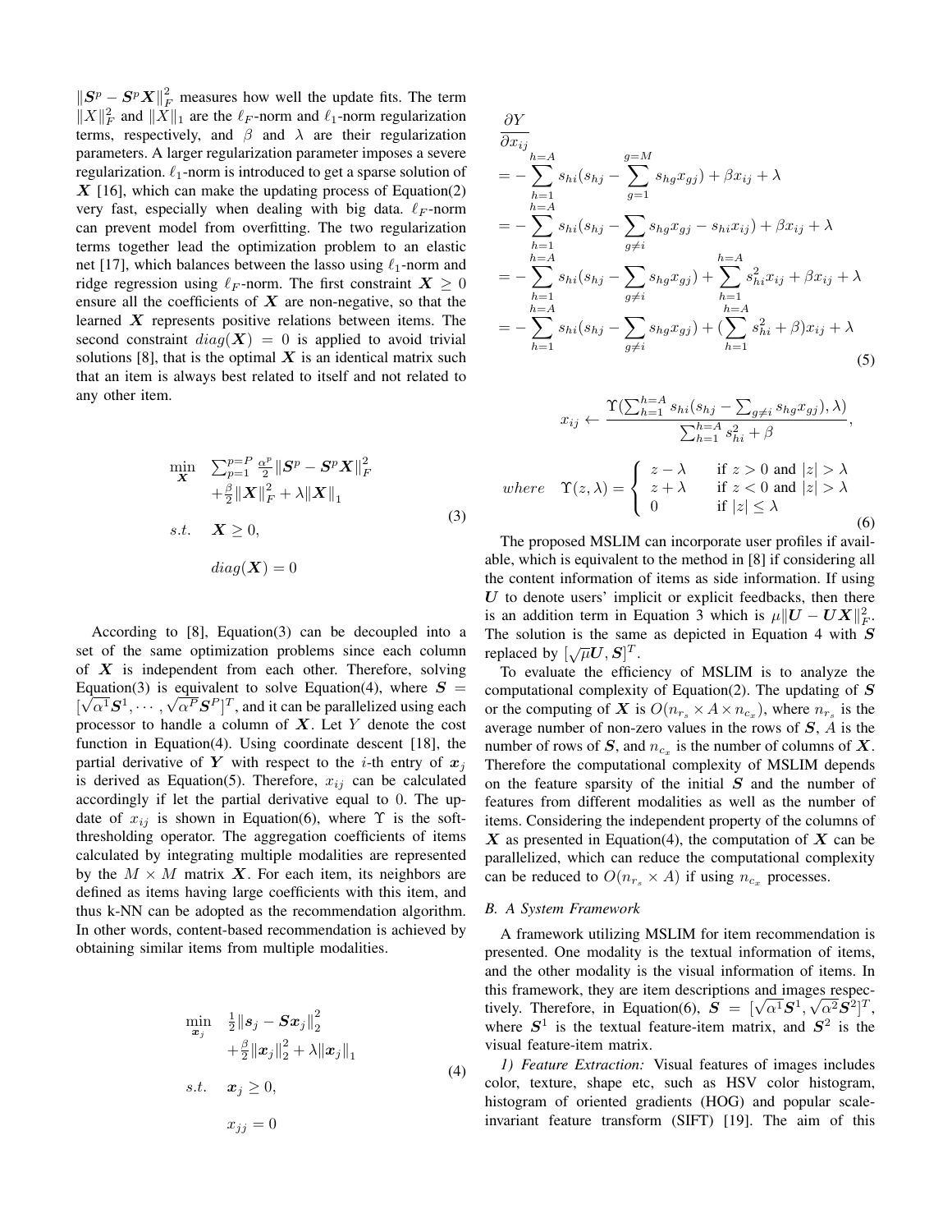$\|\boldsymbol{S}^p - \boldsymbol{S}^p\boldsymbol{X}\|_F^2$ measures how well the update fits. The term $\|X\|_F^2$ and $\|X\|_1$ are the $\ell_F$-norm and $\ell_1$-norm regularization terms, respectively, and $\beta$ and $\lambda$ are their regularization parameters. A larger regularization parameter imposes a severe regularization. $\ell_1$-norm is introduced to get a sparse solution of $\boldsymbol{X}$ [16], which can make the updating process of Equation(2) very fast, especially when dealing with big data. $\ell_F$-norm can prevent model from overfitting. The two regularization terms together lead the optimization problem to an elastic net [17], which balances between the lasso using $\ell_1$-norm and ridge regression using $\ell_F$-norm. The first constraint $\boldsymbol{X} \geq 0$ ensure all the coefficients of $\boldsymbol{X}$ are non-negative, so that the learned $\boldsymbol{X}$ represents positive relations between items. The second constraint $diag(\boldsymbol{X}) = 0$ is applied to avoid trivial solutions [8], that is the optimal $\boldsymbol{X}$ is an identical matrix such that an item is always best related to itself and not related to any other item.

$$
\begin{aligned}
\min_{\boldsymbol{X}} \quad & \sum_{p=1}^{p=P} \frac{\alpha^p}{2} \|\boldsymbol{S}^p - \boldsymbol{S}^p\boldsymbol{X}\|_F^2 \\
& + \frac{\beta}{2}\|\boldsymbol{X}\|_F^2 + \lambda\|\boldsymbol{X}\|_1 \\
s.t. \quad & \boldsymbol{X} \geq 0, \\
& diag(\boldsymbol{X}) = 0
\end{aligned}
\tag{3}
$$

According to [8], Equation(3) can be decoupled into a set of the same optimization problems since each column of $\boldsymbol{X}$ is independent from each other. Therefore, solving Equation(3) is equivalent to solve Equation(4), where $\boldsymbol{S} = [\sqrt{\alpha^1}\boldsymbol{S}^1, \cdots, \sqrt{\alpha^P}\boldsymbol{S}^P]^T$, and it can be parallelized using each processor to handle a column of $\boldsymbol{X}$. Let $Y$ denote the cost function in Equation(4). Using coordinate descent [18], the partial derivative of $\boldsymbol{Y}$ with respect to the $i$-th entry of $\boldsymbol{x}_j$ is derived as Equation(5). Therefore, $x_{ij}$ can be calculated accordingly if let the partial derivative equal to 0. The update of $x_{ij}$ is shown in Equation(6), where $\Upsilon$ is the soft-thresholding operator. The aggregation coefficients of items calculated by integrating multiple modalities are represented by the $M \times M$ matrix $\boldsymbol{X}$. For each item, its neighbors are defined as items having large coefficients with this item, and thus k-NN can be adopted as the recommendation algorithm. In other words, content-based recommendation is achieved by obtaining similar items from multiple modalities.

$$
\begin{aligned}
\min_{\boldsymbol{x}_j} \quad & \frac{1}{2}\|\boldsymbol{s}_j - \boldsymbol{S}\boldsymbol{x}_j\|_2^2 \\
& + \frac{\beta}{2}\|\boldsymbol{x}_j\|_2^2 + \lambda\|\boldsymbol{x}_j\|_1 \\
s.t. \quad & \boldsymbol{x}_j \geq 0, \\
& x_{jj} = 0
\end{aligned}
\tag{4}
$$

$$
\begin{aligned}
&\frac{\partial Y}{\partial x_{ij}} \\
&= -\sum_{h=1}^{h=A} s_{hi}(s_{hj} - \sum_{g=1}^{g=M} s_{hg}x_{gj}) + \beta x_{ij} + \lambda \\
&= -\sum_{h=1}^{h=A} s_{hi}(s_{hj} - \sum_{g \neq i} s_{hg}x_{gj} - s_{hi}x_{ij}) + \beta x_{ij} + \lambda \\
&= -\sum_{h=1}^{h=A} s_{hi}(s_{hj} - \sum_{g \neq i} s_{hg}x_{gj}) + \sum_{h=1}^{h=A} s_{hi}^2 x_{ij} + \beta x_{ij} + \lambda \\
&= -\sum_{h=1}^{h=A} s_{hi}(s_{hj} - \sum_{g \neq i} s_{hg}x_{gj}) + (\sum_{h=1}^{h=A} s_{hi}^2 + \beta)x_{ij} + \lambda
\end{aligned}
\tag{5}
$$

$$
\begin{aligned}
& x_{ij} \leftarrow \frac{\Upsilon(\sum_{h=1}^{h=A} s_{hi}(s_{hj} - \sum_{g \neq i} s_{hg}x_{gj}), \lambda)}{\sum_{h=1}^{h=A} s_{hi}^2 + \beta}, \\
& where \quad \Upsilon(z, \lambda) = \begin{cases} z - \lambda & \text{if } z > 0 \text{ and } |z| > \lambda \\ z + \lambda & \text{if } z < 0 \text{ and } |z| > \lambda \\ 0 & \text{if } |z| \leq \lambda \end{cases}
\end{aligned}
\tag{6}
$$

The proposed MSLIM can incorporate user profiles if available, which is equivalent to the method in [8] if considering all the content information of items as side information. If using $\boldsymbol{U}$ to denote users' implicit or explicit feedbacks, then there is an addition term in Equation 3 which is $\mu\|\boldsymbol{U} - \boldsymbol{U}\boldsymbol{X}\|_F^2$. The solution is the same as depicted in Equation 4 with $\boldsymbol{S}$ replaced by $[\sqrt{\mu}\boldsymbol{U}, \boldsymbol{S}]^T$.

To evaluate the efficiency of MSLIM is to analyze the computational complexity of Equation(2). The updating of $\boldsymbol{S}$ or the computing of $\boldsymbol{X}$ is $O(n_{r_s} \times A \times n_{c_x})$, where $n_{r_s}$ is the average number of non-zero values in the rows of $\boldsymbol{S}$, $A$ is the number of rows of $\boldsymbol{S}$, and $n_{c_x}$ is the number of columns of $\boldsymbol{X}$. Therefore the computational complexity of MSLIM depends on the feature sparsity of the initial $\boldsymbol{S}$ and the number of features from different modalities as well as the number of items. Considering the independent property of the columns of $\boldsymbol{X}$ as presented in Equation(4), the computation of $\boldsymbol{X}$ can be parallelized, which can reduce the computational complexity can be reduced to $O(n_{r_s} \times A)$ if using $n_{c_x}$ processes.

### B. A System Framework

A framework utilizing MSLIM for item recommendation is presented. One modality is the textual information of items, and the other modality is the visual information of items. In this framework, they are item descriptions and images respectively. Therefore, in Equation(6), $\boldsymbol{S} = [\sqrt{\alpha^1}\boldsymbol{S}^1, \sqrt{\alpha^2}\boldsymbol{S}^2]^T$, where $\boldsymbol{S}^1$ is the textual feature-item matrix, and $\boldsymbol{S}^2$ is the visual feature-item matrix.

*1) Feature Extraction:* Visual features of images includes color, texture, shape etc, such as HSV color histogram, histogram of oriented gradients (HOG) and popular scale-invariant feature transform (SIFT) [19]. The aim of this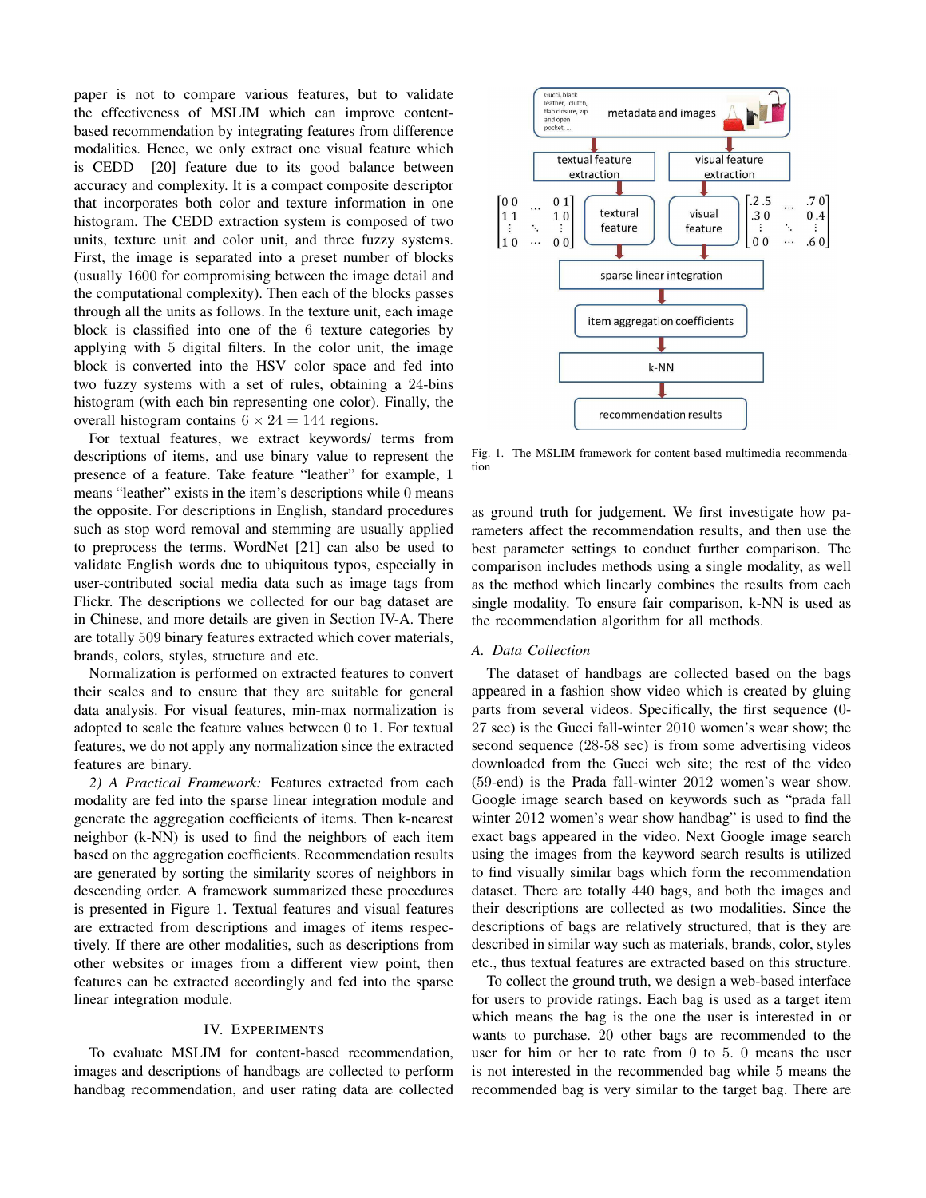paper is not to compare various features, but to validate the effectiveness of MSLIM which can improve content-based recommendation by integrating features from difference modalities. Hence, we only extract one visual feature which is CEDD [20] feature due to its good balance between accuracy and complexity. It is a compact composite descriptor that incorporates both color and texture information in one histogram. The CEDD extraction system is composed of two units, texture unit and color unit, and three fuzzy systems. First, the image is separated into a preset number of blocks (usually 1600 for compromising between the image detail and the computational complexity). Then each of the blocks passes through all the units as follows. In the texture unit, each image block is classified into one of the 6 texture categories by applying with 5 digital filters. In the color unit, the image block is converted into the HSV color space and fed into two fuzzy systems with a set of rules, obtaining a 24-bins histogram (with each bin representing one color). Finally, the overall histogram contains $6 \times 24 = 144$ regions.

For textual features, we extract keywords/ terms from descriptions of items, and use binary value to represent the presence of a feature. Take feature "leather" for example, 1 means "leather" exists in the item's descriptions while 0 means the opposite. For descriptions in English, standard procedures such as stop word removal and stemming are usually applied to preprocess the terms. WordNet [21] can also be used to validate English words due to ubiquitous typos, especially in user-contributed social media data such as image tags from Flickr. The descriptions we collected for our bag dataset are in Chinese, and more details are given in Section IV-A. There are totally 509 binary features extracted which cover materials, brands, colors, styles, structure and etc.

Normalization is performed on extracted features to convert their scales and to ensure that they are suitable for general data analysis. For visual features, min-max normalization is adopted to scale the feature values between 0 to 1. For textual features, we do not apply any normalization since the extracted features are binary.

*2) A Practical Framework:* Features extracted from each modality are fed into the sparse linear integration module and generate the aggregation coefficients of items. Then k-nearest neighbor (k-NN) is used to find the neighbors of each item based on the aggregation coefficients. Recommendation results are generated by sorting the similarity scores of neighbors in descending order. A framework summarized these procedures is presented in Figure 1. Textual features and visual features are extracted from descriptions and images of items respectively. If there are other modalities, such as descriptions from other websites or images from a different view point, then features can be extracted accordingly and fed into the sparse linear integration module.

Fig. 1. The MSLIM framework for content-based multimedia recommendation

## IV. Experiments

To evaluate MSLIM for content-based recommendation, images and descriptions of handbags are collected to perform handbag recommendation, and user rating data are collected as ground truth for judgement. We first investigate how parameters affect the recommendation results, and then use the best parameter settings to conduct further comparison. The comparison includes methods using a single modality, as well as the method which linearly combines the results from each single modality. To ensure fair comparison, k-NN is used as the recommendation algorithm for all methods.

### A. Data Collection

The dataset of handbags are collected based on the bags appeared in a fashion show video which is created by gluing parts from several videos. Specifically, the first sequence (0-27 sec) is the Gucci fall-winter 2010 women's wear show; the second sequence (28-58 sec) is from some advertising videos downloaded from the Gucci web site; the rest of the video (59-end) is the Prada fall-winter 2012 women's wear show. Google image search based on keywords such as "prada fall winter 2012 women's wear show handbag" is used to find the exact bags appeared in the video. Next Google image search using the images from the keyword search results is utilized to find visually similar bags which form the recommendation dataset. There are totally 440 bags, and both the images and their descriptions are collected as two modalities. Since the descriptions of bags are relatively structured, that is they are described in similar way such as materials, brands, color, styles etc., thus textual features are extracted based on this structure.

To collect the ground truth, we design a web-based interface for users to provide ratings. Each bag is used as a target item which means the bag is the one the user is interested in or wants to purchase. 20 other bags are recommended to the user for him or her to rate from 0 to 5. 0 means the user is not interested in the recommended bag while 5 means the recommended bag is very similar to the target bag. There are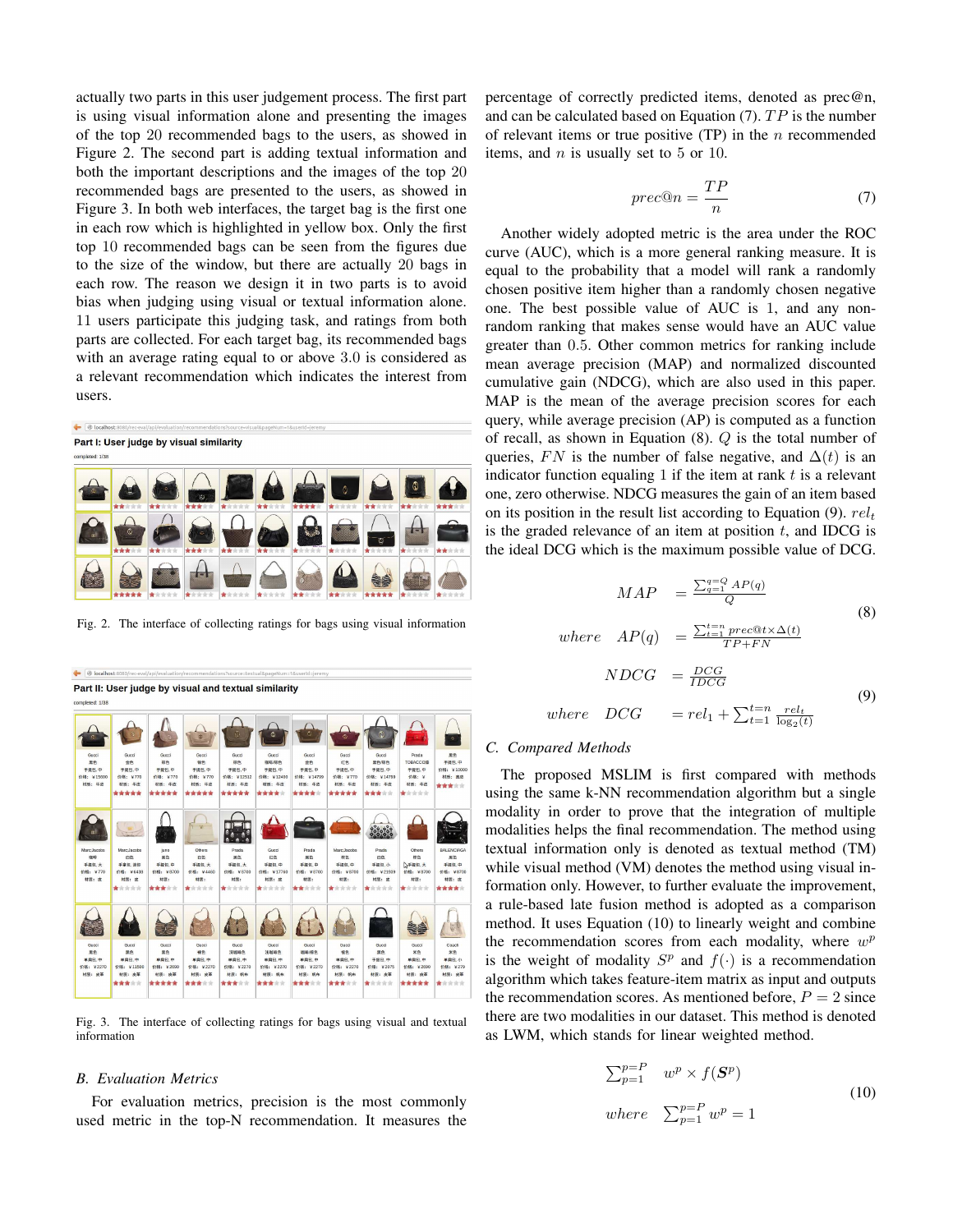actually two parts in this user judgement process. The first part is using visual information alone and presenting the images of the top 20 recommended bags to the users, as showed in Figure 2. The second part is adding textual information and both the important descriptions and the images of the top 20 recommended bags are presented to the users, as showed in Figure 3. In both web interfaces, the target bag is the first one in each row which is highlighted in yellow box. Only the first top 10 recommended bags can be seen from the figures due to the size of the window, but there are actually 20 bags in each row. The reason we design it in two parts is to avoid bias when judging using visual or textual information alone. 11 users participate this judging task, and ratings from both parts are collected. For each target bag, its recommended bags with an average rating equal to or above 3.0 is considered as a relevant recommendation which indicates the interest from users.

Fig. 2. The interface of collecting ratings for bags using visual information

Fig. 3. The interface of collecting ratings for bags using visual and textual information

### B. Evaluation Metrics

For evaluation metrics, precision is the most commonly used metric in the top-N recommendation. It measures the percentage of correctly predicted items, denoted as prec@n, and can be calculated based on Equation (7). $TP$ is the number of relevant items or true positive (TP) in the $n$ recommended items, and $n$ is usually set to 5 or 10.

$$prec@n = \frac{TP}{n} \tag{7}$$

Another widely adopted metric is the area under the ROC curve (AUC), which is a more general ranking measure. It is equal to the probability that a model will rank a randomly chosen positive item higher than a randomly chosen negative one. The best possible value of AUC is 1, and any non-random ranking that makes sense would have an AUC value greater than 0.5. Other common metrics for ranking include mean average precision (MAP) and normalized discounted cumulative gain (NDCG), which are also used in this paper. MAP is the mean of the average precision scores for each query, while average precision (AP) is computed as a function of recall, as shown in Equation (8). $Q$ is the total number of queries, $FN$ is the number of false negative, and $\Delta(t)$ is an indicator function equaling 1 if the item at rank $t$ is a relevant one, zero otherwise. NDCG measures the gain of an item based on its position in the result list according to Equation (9). $rel_t$ is the graded relevance of an item at position $t$, and IDCG is the ideal DCG which is the maximum possible value of DCG.

$$\begin{aligned} MAP &= \frac{\sum_{q=1}^{q=Q} AP(q)}{Q} \\ where \quad AP(q) &= \frac{\sum_{t=1}^{t=n} prec@t \times \Delta(t)}{TP+FN} \end{aligned} \tag{8}$$

$$\begin{aligned} NDCG &= \frac{DCG}{IDCG} \\ where \quad DCG &= rel_1 + \sum_{t=1}^{t=n} \frac{rel_t}{\log_2(t)} \end{aligned} \tag{9}$$

### C. Compared Methods

The proposed MSLIM is first compared with methods using the same k-NN recommendation algorithm but a single modality in order to prove that the integration of multiple modalities helps the final recommendation. The method using textual information only is denoted as textual method (TM) while visual method (VM) denotes the method using visual information only. However, to further evaluate the improvement, a rule-based late fusion method is adopted as a comparison method. It uses Equation (10) to linearly weight and combine the recommendation scores from each modality, where $w^p$ is the weight of modality $S^p$ and $f(\cdot)$ is a recommendation algorithm which takes feature-item matrix as input and outputs the recommendation scores. As mentioned before, $P = 2$ since there are two modalities in our dataset. This method is denoted as LWM, which stands for linear weighted method.

$$\begin{aligned} &\sum_{p=1}^{p=P} w^p \times f(\boldsymbol{S}^p) \\ &where \quad \sum_{p=1}^{p=P} w^p = 1 \end{aligned} \tag{10}$$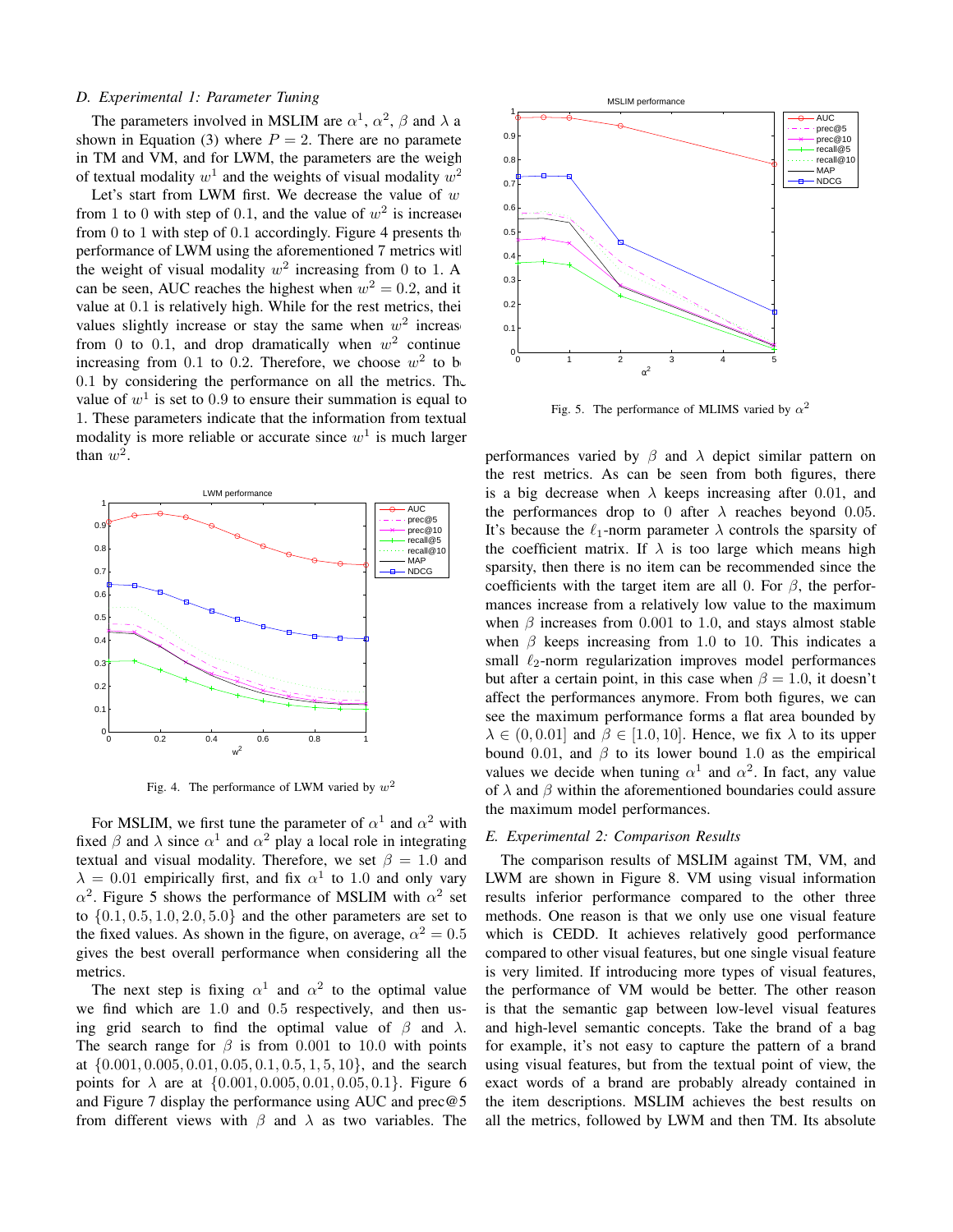### D. Experimental 1: Parameter Tuning

The parameters involved in MSLIM are $\alpha^1$, $\alpha^2$, $\beta$ and $\lambda$ as shown in Equation (3) where $P = 2$. There are no parameters in TM and VM, and for LWM, the parameters are the weights of textual modality $w^1$ and the weights of visual modality $w^2$.

Let's start from LWM first. We decrease the value of $w^1$ from 1 to 0 with step of 0.1, and the value of $w^2$ is increased from 0 to 1 with step of 0.1 accordingly. Figure 4 presents the performance of LWM using the aforementioned 7 metrics with the weight of visual modality $w^2$ increasing from 0 to 1. As can be seen, AUC reaches the highest when $w^2 = 0.2$, and its value at 0.1 is relatively high. While for the rest metrics, their values slightly increase or stay the same when $w^2$ increases from 0 to 0.1, and drop dramatically when $w^2$ continue increasing from 0.1 to 0.2. Therefore, we choose $w^2$ to be 0.1 by considering the performance on all the metrics. The value of $w^1$ is set to 0.9 to ensure their summation is equal to 1. These parameters indicate that the information from textual modality is more reliable or accurate since $w^1$ is much larger than $w^2$.

Fig. 4. The performance of LWM varied by $w^2$

For MSLIM, we first tune the parameter of $\alpha^1$ and $\alpha^2$ with fixed $\beta$ and $\lambda$ since $\alpha^1$ and $\alpha^2$ play a local role in integrating textual and visual modality. Therefore, we set $\beta = 1.0$ and $\lambda = 0.01$ empirically first, and fix $\alpha^1$ to 1.0 and only vary $\alpha^2$. Figure 5 shows the performance of MSLIM with $\alpha^2$ set to $\{0.1, 0.5, 1.0, 2.0, 5.0\}$ and the other parameters are set to the fixed values. As shown in the figure, on average, $\alpha^2 = 0.5$ gives the best overall performance when considering all the metrics.

The next step is fixing $\alpha^1$ and $\alpha^2$ to the optimal value we find which are 1.0 and 0.5 respectively, and then using grid search to find the optimal value of $\beta$ and $\lambda$. The search range for $\beta$ is from 0.001 to 10.0 with points at $\{0.001, 0.005, 0.01, 0.05, 0.1, 0.5, 1, 5, 10\}$, and the search points for $\lambda$ are at $\{0.001, 0.005, 0.01, 0.05, 0.1\}$. Figure 6 and Figure 7 display the performance using AUC and prec@5 from different views with $\beta$ and $\lambda$ as two variables. The performances varied by $\beta$ and $\lambda$ depict similar pattern on the rest metrics. As can be seen from both figures, there is a big decrease when $\lambda$ keeps increasing after 0.01, and the performances drop to 0 after $\lambda$ reaches beyond 0.05. It's because the $\ell_1$-norm parameter $\lambda$ controls the sparsity of the coefficient matrix. If $\lambda$ is too large which means high sparsity, then there is no item can be recommended since the coefficients with the target item are all 0. For $\beta$, the performances increase from a relatively low value to the maximum when $\beta$ increases from 0.001 to 1.0, and stays almost stable when $\beta$ keeps increasing from 1.0 to 10. This indicates a small $\ell_2$-norm regularization improves model performances but after a certain point, in this case when $\beta = 1.0$, it doesn't affect the performances anymore. From both figures, we can see the maximum performance forms a flat area bounded by $\lambda \in (0, 0.01]$ and $\beta \in [1.0, 10]$. Hence, we fix $\lambda$ to its upper bound 0.01, and $\beta$ to its lower bound 1.0 as the empirical values we decide when tuning $\alpha^1$ and $\alpha^2$. In fact, any value of $\lambda$ and $\beta$ within the aforementioned boundaries could assure the maximum model performances.

Fig. 5. The performance of MLIMS varied by $\alpha^2$

### E. Experimental 2: Comparison Results

The comparison results of MSLIM against TM, VM, and LWM are shown in Figure 8. VM using visual information results inferior performance compared to the other three methods. One reason is that we only use one visual feature which is CEDD. It achieves relatively good performance compared to other visual features, but one single visual feature is very limited. If introducing more types of visual features, the performance of VM would be better. The other reason is that the semantic gap between low-level visual features and high-level semantic concepts. Take the brand of a bag for example, it's not easy to capture the pattern of a brand using visual features, but from the textual point of view, the exact words of a brand are probably already contained in the item descriptions. MSLIM achieves the best results on all the metrics, followed by LWM and then TM. Its absolute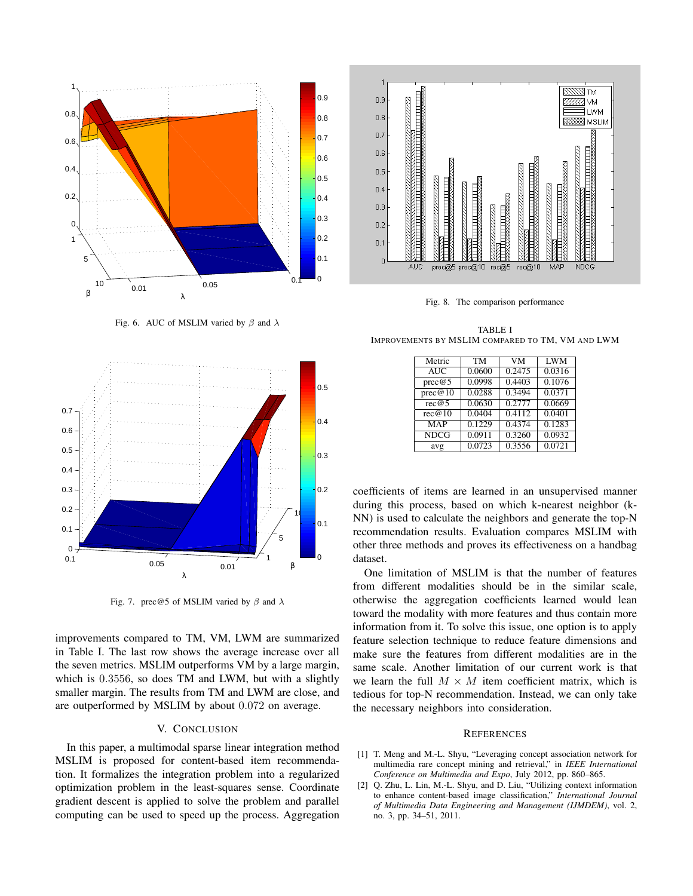Fig. 6. AUC of MSLIM varied by $\beta$ and $\lambda$

Fig. 7. prec@5 of MSLIM varied by $\beta$ and $\lambda$

improvements compared to TM, VM, LWM are summarized in Table I. The last row shows the average increase over all the seven metrics. MSLIM outperforms VM by a large margin, which is $0.3556$, so does TM and LWM, but with a slightly smaller margin. The results from TM and LWM are close, and are outperformed by MSLIM by about $0.072$ on average.

## V. Conclusion

In this paper, a multimodal sparse linear integration method MSLIM is proposed for content-based item recommendation. It formalizes the integration problem into a regularized optimization problem in the least-squares sense. Coordinate gradient descent is applied to solve the problem and parallel computing can be used to speed up the process. Aggregation coefficients of items are learned in an unsupervised manner during this process, based on which k-nearest neighbor (k-NN) is used to calculate the neighbors and generate the top-N recommendation results. Evaluation compares MSLIM with other three methods and proves its effectiveness on a handbag dataset.

One limitation of MSLIM is that the number of features from different modalities should be in the similar scale, otherwise the aggregation coefficients learned would lean toward the modality with more features and thus contain more information from it. To solve this issue, one option is to apply feature selection technique to reduce feature dimensions and make sure the features from different modalities are in the same scale. Another limitation of our current work is that we learn the full $M \times M$ item coefficient matrix, which is tedious for top-N recommendation. Instead, we can only take the necessary neighbors into consideration.

Fig. 8. The comparison performance

TABLE I
Improvements by MSLIM compared to TM, VM and LWM

| Metric | TM | VM | LWM |
|---|---|---|---|
| AUC | 0.0600 | 0.2475 | 0.0316 |
| prec@5 | 0.0998 | 0.4403 | 0.1076 |
| prec@10 | 0.0288 | 0.3494 | 0.0371 |
| rec@5 | 0.0630 | 0.2777 | 0.0669 |
| rec@10 | 0.0404 | 0.4112 | 0.0401 |
| MAP | 0.1229 | 0.4374 | 0.1283 |
| NDCG | 0.0911 | 0.3260 | 0.0932 |
| avg | 0.0723 | 0.3556 | 0.0721 |

## References

[1] T. Meng and M.-L. Shyu, "Leveraging concept association network for multimedia rare concept mining and retrieval," in *IEEE International Conference on Multimedia and Expo*, July 2012, pp. 860–865.

[2] Q. Zhu, L. Lin, M.-L. Shyu, and D. Liu, "Utilizing context information to enhance content-based image classification," *International Journal of Multimedia Data Engineering and Management (IJMDEM)*, vol. 2, no. 3, pp. 34–51, 2011.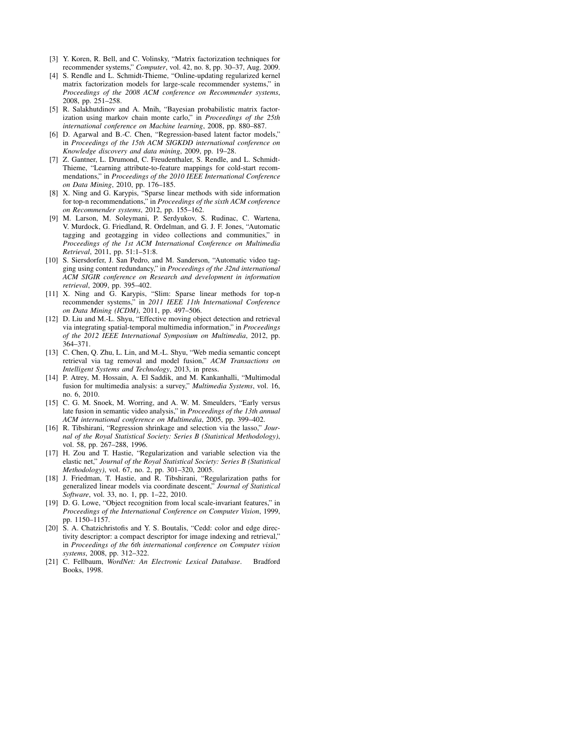[3] Y. Koren, R. Bell, and C. Volinsky, "Matrix factorization techniques for recommender systems," *Computer*, vol. 42, no. 8, pp. 30–37, Aug. 2009.

[4] S. Rendle and L. Schmidt-Thieme, "Online-updating regularized kernel matrix factorization models for large-scale recommender systems," in *Proceedings of the 2008 ACM conference on Recommender systems*, 2008, pp. 251–258.

[5] R. Salakhutdinov and A. Mnih, "Bayesian probabilistic matrix factorization using markov chain monte carlo," in *Proceedings of the 25th international conference on Machine learning*, 2008, pp. 880–887.

[6] D. Agarwal and B.-C. Chen, "Regression-based latent factor models," in *Proceedings of the 15th ACM SIGKDD international conference on Knowledge discovery and data mining*, 2009, pp. 19–28.

[7] Z. Gantner, L. Drumond, C. Freudenthaler, S. Rendle, and L. Schmidt-Thieme, "Learning attribute-to-feature mappings for cold-start recommendations," in *Proceedings of the 2010 IEEE International Conference on Data Mining*, 2010, pp. 176–185.

[8] X. Ning and G. Karypis, "Sparse linear methods with side information for top-n recommendations," in *Proceedings of the sixth ACM conference on Recommender systems*, 2012, pp. 155–162.

[9] M. Larson, M. Soleymani, P. Serdyukov, S. Rudinac, C. Wartena, V. Murdock, G. Friedland, R. Ordelman, and G. J. F. Jones, "Automatic tagging and geotagging in video collections and communities," in *Proceedings of the 1st ACM International Conference on Multimedia Retrieval*, 2011, pp. 51:1–51:8.

[10] S. Siersdorfer, J. San Pedro, and M. Sanderson, "Automatic video tagging using content redundancy," in *Proceedings of the 32nd international ACM SIGIR conference on Research and development in information retrieval*, 2009, pp. 395–402.

[11] X. Ning and G. Karypis, "Slim: Sparse linear methods for top-n recommender systems," in *2011 IEEE 11th International Conference on Data Mining (ICDM)*, 2011, pp. 497–506.

[12] D. Liu and M.-L. Shyu, "Effective moving object detection and retrieval via integrating spatial-temporal multimedia information," in *Proceedings of the 2012 IEEE International Symposium on Multimedia*, 2012, pp. 364–371.

[13] C. Chen, Q. Zhu, L. Lin, and M.-L. Shyu, "Web media semantic concept retrieval via tag removal and model fusion," *ACM Transactions on Intelligent Systems and Technology*, 2013, in press.

[14] P. Atrey, M. Hossain, A. El Saddik, and M. Kankanhalli, "Multimodal fusion for multimedia analysis: a survey," *Multimedia Systems*, vol. 16, no. 6, 2010.

[15] C. G. M. Snoek, M. Worring, and A. W. M. Smeulders, "Early versus late fusion in semantic video analysis," in *Proceedings of the 13th annual ACM international conference on Multimedia*, 2005, pp. 399–402.

[16] R. Tibshirani, "Regression shrinkage and selection via the lasso," *Journal of the Royal Statistical Society: Series B (Statistical Methodology)*, vol. 58, pp. 267–288, 1996.

[17] H. Zou and T. Hastie, "Regularization and variable selection via the elastic net," *Journal of the Royal Statistical Society: Series B (Statistical Methodology)*, vol. 67, no. 2, pp. 301–320, 2005.

[18] J. Friedman, T. Hastie, and R. Tibshirani, "Regularization paths for generalized linear models via coordinate descent," *Journal of Statistical Software*, vol. 33, no. 1, pp. 1–22, 2010.

[19] D. G. Lowe, "Object recognition from local scale-invariant features," in *Proceedings of the International Conference on Computer Vision*, 1999, pp. 1150–1157.

[20] S. A. Chatzichristofis and Y. S. Boutalis, "Cedd: color and edge directivity descriptor: a compact descriptor for image indexing and retrieval," in *Proceedings of the 6th international conference on Computer vision systems*, 2008, pp. 312–322.

[21] C. Fellbaum, *WordNet: An Electronic Lexical Database*. Bradford Books, 1998.